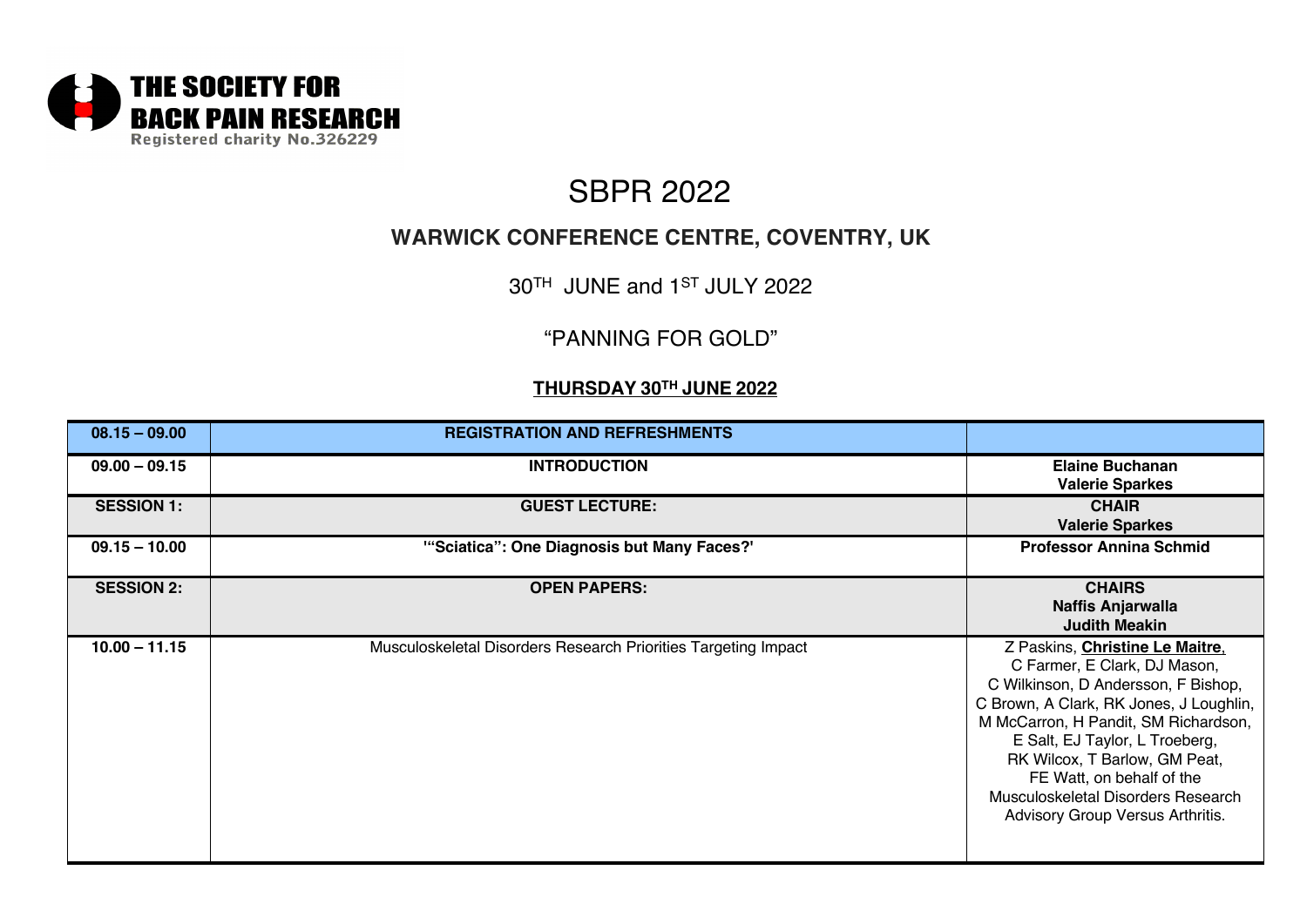THE SOCIETY FOR BACK PAIN RESEARCH
Registered charity No.326229

# SBPR 2022

## WARWICK CONFERENCE CENTRE, COVENTRY, UK

30TH JUNE and 1ST JULY 2022

"PANNING FOR GOLD"

### **THURSDAY 30TH JUNE 2022**

| | | |
|---|---|---|
| **08.15 – 09.00** | **REGISTRATION AND REFRESHMENTS** | |
| **09.00 – 09.15** | **INTRODUCTION** | **Elaine Buchanan**<br>**Valerie Sparkes** |
| **SESSION 1:** | **GUEST LECTURE:** | **CHAIR**<br>**Valerie Sparkes** |
| **09.15 – 10.00** | **'"Sciatica": One Diagnosis but Many Faces?'** | **Professor Annina Schmid** |
| **SESSION 2:** | **OPEN PAPERS:** | **CHAIRS**<br>**Naffis Anjarwalla**<br>**Judith Meakin** |
| **10.00 – 11.15** | Musculoskeletal Disorders Research Priorities Targeting Impact | Z Paskins, **Christine Le Maitre**, C Farmer, E Clark, DJ Mason, C Wilkinson, D Andersson, F Bishop, C Brown, A Clark, RK Jones, J Loughlin, M McCarron, H Pandit, SM Richardson, E Salt, EJ Taylor, L Troeberg, RK Wilcox, T Barlow, GM Peat, FE Watt, on behalf of the Musculoskeletal Disorders Research Advisory Group Versus Arthritis. |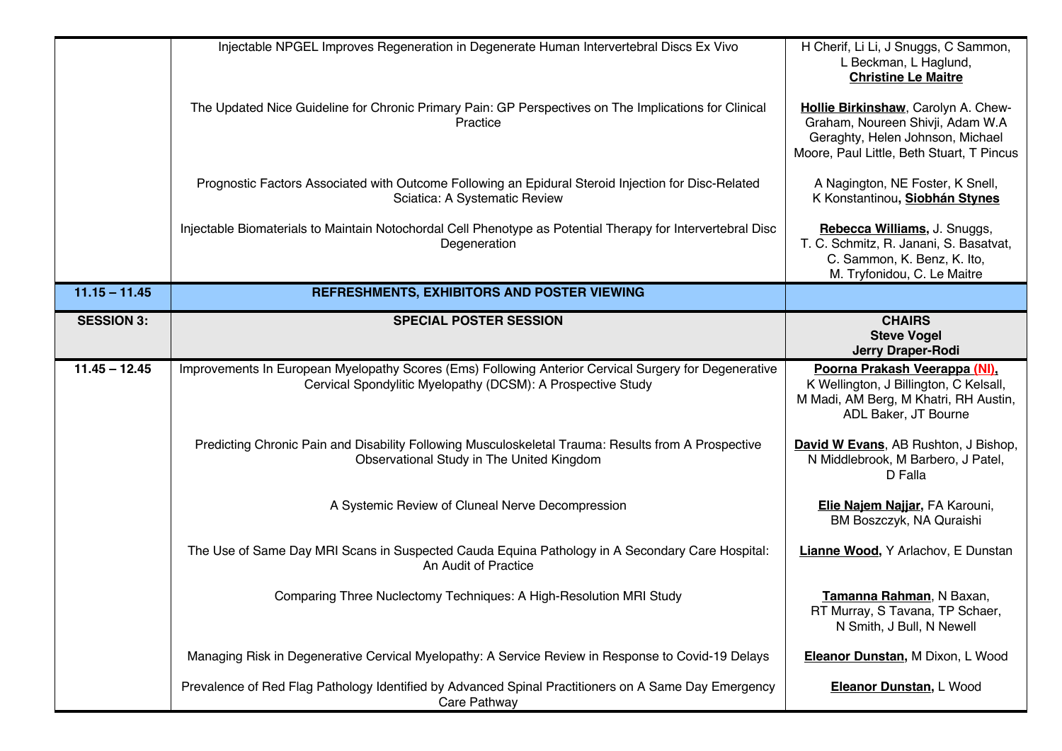| | | |
|---|---|---|
| | Injectable NPGEL Improves Regeneration in Degenerate Human Intervertebral Discs Ex Vivo | H Cherif, Li Li, J Snuggs, C Sammon, L Beckman, L Haglund, **Christine Le Maitre** |
| | The Updated Nice Guideline for Chronic Primary Pain: GP Perspectives on The Implications for Clinical Practice | **Hollie Birkinshaw**, Carolyn A. Chew-Graham, Noureen Shivji, Adam W.A Geraghty, Helen Johnson, Michael Moore, Paul Little, Beth Stuart, T Pincus |
| | Prognostic Factors Associated with Outcome Following an Epidural Steroid Injection for Disc-Related Sciatica: A Systematic Review | A Nagington, NE Foster, K Snell, K Konstantinou**, Siobhán Stynes** |
| | Injectable Biomaterials to Maintain Notochordal Cell Phenotype as Potential Therapy for Intervertebral Disc Degeneration | **Rebecca Williams,** J. Snuggs, T. C. Schmitz, R. Janani, S. Basatvat, C. Sammon, K. Benz, K. Ito, M. Tryfonidou, C. Le Maitre |
| **11.15 – 11.45** | **REFRESHMENTS, EXHIBITORS AND POSTER VIEWING** | |
| **SESSION 3:** | **SPECIAL POSTER SESSION** | **CHAIRS** **Steve Vogel** **Jerry Draper-Rodi** |
| **11.45 – 12.45** | Improvements In European Myelopathy Scores (Ems) Following Anterior Cervical Surgery for Degenerative Cervical Spondylitic Myelopathy (DCSM): A Prospective Study | **Poorna Prakash Veerappa (NI),** K Wellington, J Billington, C Kelsall, M Madi, AM Berg, M Khatri, RH Austin, ADL Baker, JT Bourne |
| | Predicting Chronic Pain and Disability Following Musculoskeletal Trauma: Results from A Prospective Observational Study in The United Kingdom | **David W Evans**, AB Rushton, J Bishop, N Middlebrook, M Barbero, J Patel, D Falla |
| | A Systemic Review of Cluneal Nerve Decompression | **Elie Najem Najjar,** FA Karouni, BM Boszczyk, NA Quraishi |
| | The Use of Same Day MRI Scans in Suspected Cauda Equina Pathology in A Secondary Care Hospital: An Audit of Practice | **Lianne Wood,** Y Arlachov, E Dunstan |
| | Comparing Three Nuclectomy Techniques: A High-Resolution MRI Study | **Tamanna Rahman**, N Baxan, RT Murray, S Tavana, TP Schaer, N Smith, J Bull, N Newell |
| | Managing Risk in Degenerative Cervical Myelopathy: A Service Review in Response to Covid-19 Delays | **Eleanor Dunstan,** M Dixon, L Wood |
| | Prevalence of Red Flag Pathology Identified by Advanced Spinal Practitioners on A Same Day Emergency Care Pathway | **Eleanor Dunstan,** L Wood |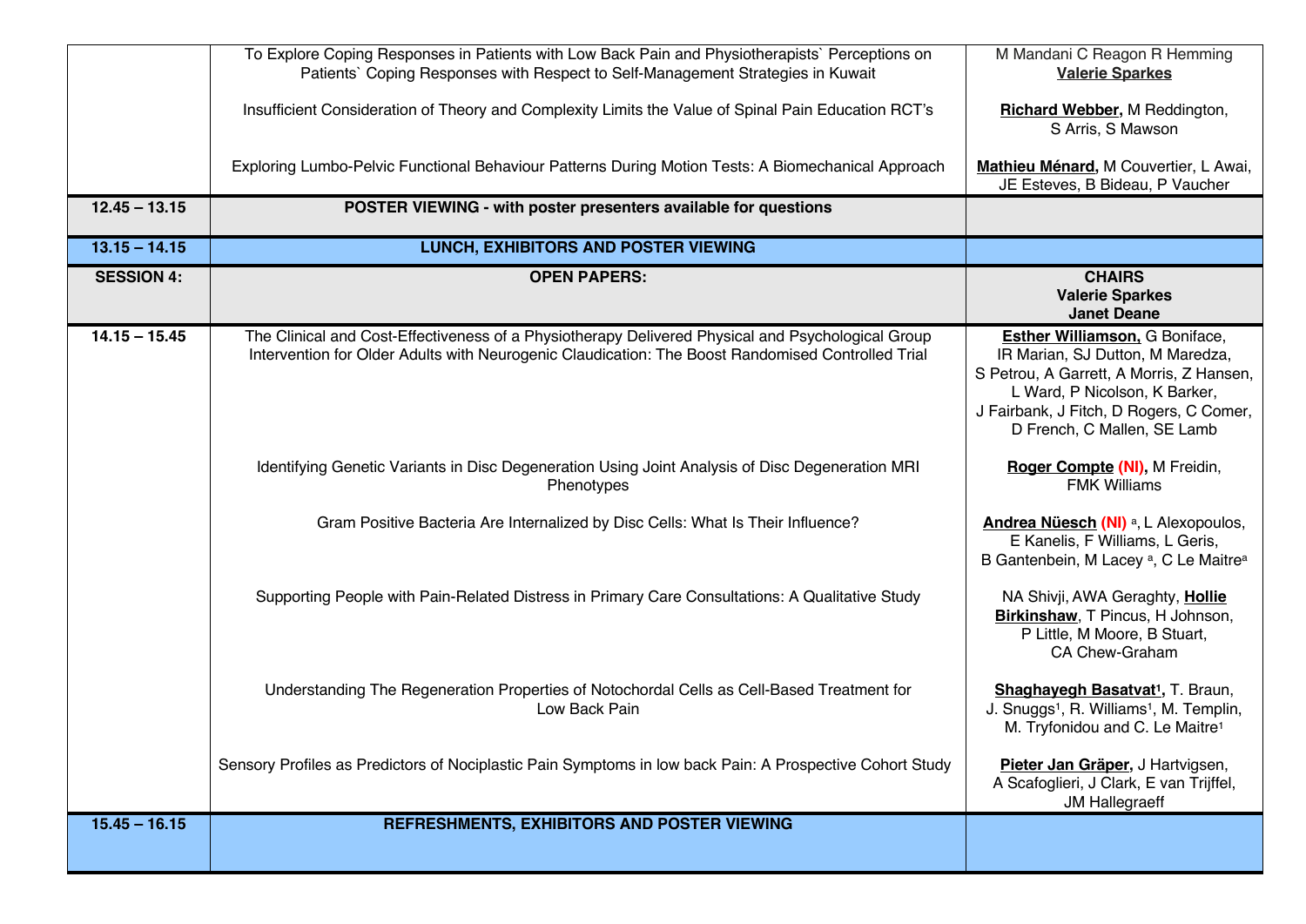| | | |
|---|---|---|
| | To Explore Coping Responses in Patients with Low Back Pain and Physiotherapists` Perceptions on Patients` Coping Responses with Respect to Self-Management Strategies in Kuwait | M Mandani C Reagon R Hemming **Valerie Sparkes** |
| | Insufficient Consideration of Theory and Complexity Limits the Value of Spinal Pain Education RCT's | **Richard Webber,** M Reddington, S Arris, S Mawson |
| | Exploring Lumbo-Pelvic Functional Behaviour Patterns During Motion Tests: A Biomechanical Approach | **Mathieu Ménard,** M Couvertier, L Awai, JE Esteves, B Bideau, P Vaucher |
| **12.45 – 13.15** | **POSTER VIEWING - with poster presenters available for questions** | |
| **13.15 – 14.15** | **LUNCH, EXHIBITORS AND POSTER VIEWING** | |
| **SESSION 4:** | **OPEN PAPERS:** | **CHAIRS** **Valerie Sparkes** **Janet Deane** |
| **14.15 – 15.45** | The Clinical and Cost-Effectiveness of a Physiotherapy Delivered Physical and Psychological Group Intervention for Older Adults with Neurogenic Claudication: The Boost Randomised Controlled Trial | **Esther Williamson,** G Boniface, IR Marian, SJ Dutton, M Maredza, S Petrou, A Garrett, A Morris, Z Hansen, L Ward, P Nicolson, K Barker, J Fairbank, J Fitch, D Rogers, C Comer, D French, C Mallen, SE Lamb |
| | Identifying Genetic Variants in Disc Degeneration Using Joint Analysis of Disc Degeneration MRI Phenotypes | **Roger Compte (NI),** M Freidin, FMK Williams |
| | Gram Positive Bacteria Are Internalized by Disc Cells: What Is Their Influence? | **Andrea Nüesch (NI)** [a], L Alexopoulos, E Kanelis, F Williams, L Geris, B Gantenbein, M Lacey [a], C Le Maitre[a] |
| | Supporting People with Pain-Related Distress in Primary Care Consultations: A Qualitative Study | NA Shivji, AWA Geraghty, **Hollie Birkinshaw**, T Pincus, H Johnson, P Little, M Moore, B Stuart, CA Chew-Graham |
| | Understanding The Regeneration Properties of Notochordal Cells as Cell-Based Treatment for Low Back Pain | **Shaghayegh Basatvat[1],** T. Braun, J. Snuggs[1], R. Williams[1], M. Templin, M. Tryfonidou and C. Le Maitre[1] |
| | Sensory Profiles as Predictors of Nociplastic Pain Symptoms in low back Pain: A Prospective Cohort Study | **Pieter Jan Gräper,** J Hartvigsen, A Scafoglieri, J Clark, E van Trijffel, JM Hallegraeff |
| **15.45 – 16.15** | **REFRESHMENTS, EXHIBITORS AND POSTER VIEWING** | |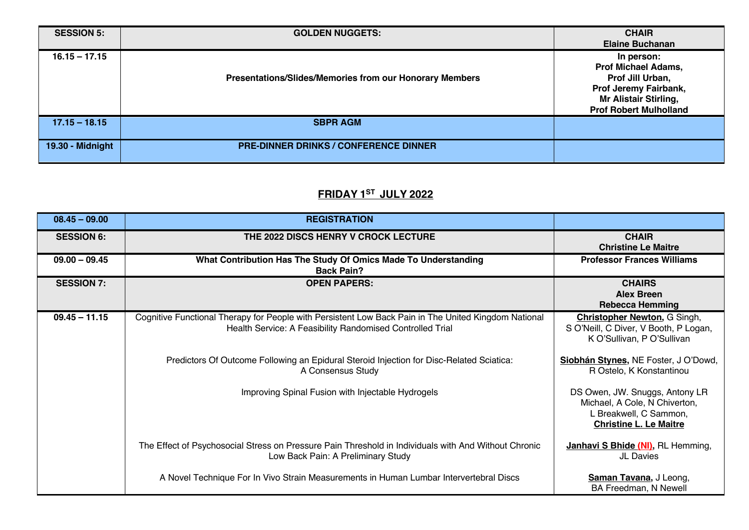| SESSION 5: | GOLDEN NUGGETS: | CHAIR<br>Elaine Buchanan |
|---|---|---|
| 16.15 – 17.15 | Presentations/Slides/Memories from our Honorary Members | In person:<br>Prof Michael Adams,<br>Prof Jill Urban,<br>Prof Jeremy Fairbank,<br>Mr Alistair Stirling,<br>Prof Robert Mulholland |
| 17.15 – 18.15 | SBPR AGM | |
| 19.30 - Midnight | PRE-DINNER DRINKS / CONFERENCE DINNER | |

## FRIDAY 1ST JULY 2022

| 08.45 – 09.00 | REGISTRATION | |
|---|---|---|
| **SESSION 6:** | **THE 2022 DISCS HENRY V CROCK LECTURE** | **CHAIR**<br>**Christine Le Maitre** |
| 09.00 – 09.45 | **What Contribution Has The Study Of Omics Made To Understanding Back Pain?** | **Professor Frances Williams** |
| **SESSION 7:** | **OPEN PAPERS:** | **CHAIRS**<br>**Alex Breen**<br>**Rebecca Hemming** |
| 09.45 – 11.15 | Cognitive Functional Therapy for People with Persistent Low Back Pain in The United Kingdom National Health Service: A Feasibility Randomised Controlled Trial | **Christopher Newton,** G Singh, S O'Neill, C Diver, V Booth, P Logan, K O'Sullivan, P O'Sullivan |
| | Predictors Of Outcome Following an Epidural Steroid Injection for Disc-Related Sciatica: A Consensus Study | **Siobhán Stynes,** NE Foster, J O'Dowd, R Ostelo, K Konstantinou |
| | Improving Spinal Fusion with Injectable Hydrogels | DS Owen, JW. Snuggs, Antony LR Michael, A Cole, N Chiverton, L Breakwell, C Sammon, **Christine L. Le Maitre** |
| | The Effect of Psychosocial Stress on Pressure Pain Threshold in Individuals with And Without Chronic Low Back Pain: A Preliminary Study | **Janhavi S Bhide (NI),** RL Hemming, JL Davies |
| | A Novel Technique For In Vivo Strain Measurements in Human Lumbar Intervertebral Discs | **Saman Tavana,** J Leong, BA Freedman, N Newell |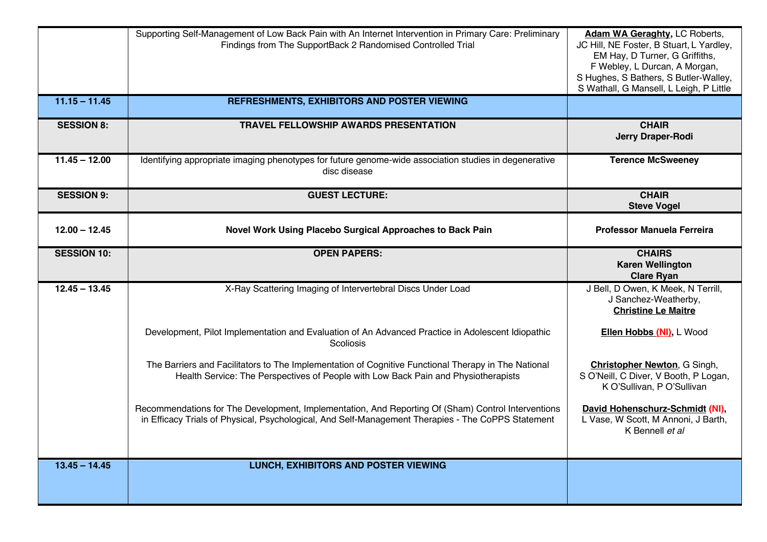| | | |
|---|---|---|
| | Supporting Self-Management of Low Back Pain with An Internet Intervention in Primary Care: Preliminary Findings from The SupportBack 2 Randomised Controlled Trial | **Adam WA Geraghty,** LC Roberts, JC Hill, NE Foster, B Stuart, L Yardley, EM Hay, D Turner, G Griffiths, F Webley, L Durcan, A Morgan, S Hughes, S Bathers, S Butler-Walley, S Wathall, G Mansell, L Leigh, P Little |
| **11.15 – 11.45** | **REFRESHMENTS, EXHIBITORS AND POSTER VIEWING** | |
| **SESSION 8:** | **TRAVEL FELLOWSHIP AWARDS PRESENTATION** | **CHAIR** **Jerry Draper-Rodi** |
| **11.45 – 12.00** | Identifying appropriate imaging phenotypes for future genome-wide association studies in degenerative disc disease | **Terence McSweeney** |
| **SESSION 9:** | **GUEST LECTURE:** | **CHAIR** **Steve Vogel** |
| **12.00 – 12.45** | **Novel Work Using Placebo Surgical Approaches to Back Pain** | **Professor Manuela Ferreira** |
| **SESSION 10:** | **OPEN PAPERS:** | **CHAIRS** **Karen Wellington** **Clare Ryan** |
| **12.45 – 13.45** | X-Ray Scattering Imaging of Intervertebral Discs Under Load | J Bell, D Owen, K Meek, N Terrill, J Sanchez-Weatherby, **Christine Le Maitre** |
| | Development, Pilot Implementation and Evaluation of An Advanced Practice in Adolescent Idiopathic Scoliosis | **Ellen Hobbs (NI)**, L Wood |
| | The Barriers and Facilitators to The Implementation of Cognitive Functional Therapy in The National Health Service: The Perspectives of People with Low Back Pain and Physiotherapists | **Christopher Newton**, G Singh, S O'Neill, C Diver, V Booth, P Logan, K O'Sullivan, P O'Sullivan |
| | Recommendations for The Development, Implementation, And Reporting Of (Sham) Control Interventions in Efficacy Trials of Physical, Psychological, And Self-Management Therapies - The CoPPS Statement | **David Hohenschurz-Schmidt (NI),** L Vase, W Scott, M Annoni, J Barth, K Bennell *et al* |
| **13.45 – 14.45** | **LUNCH, EXHIBITORS AND POSTER VIEWING** | |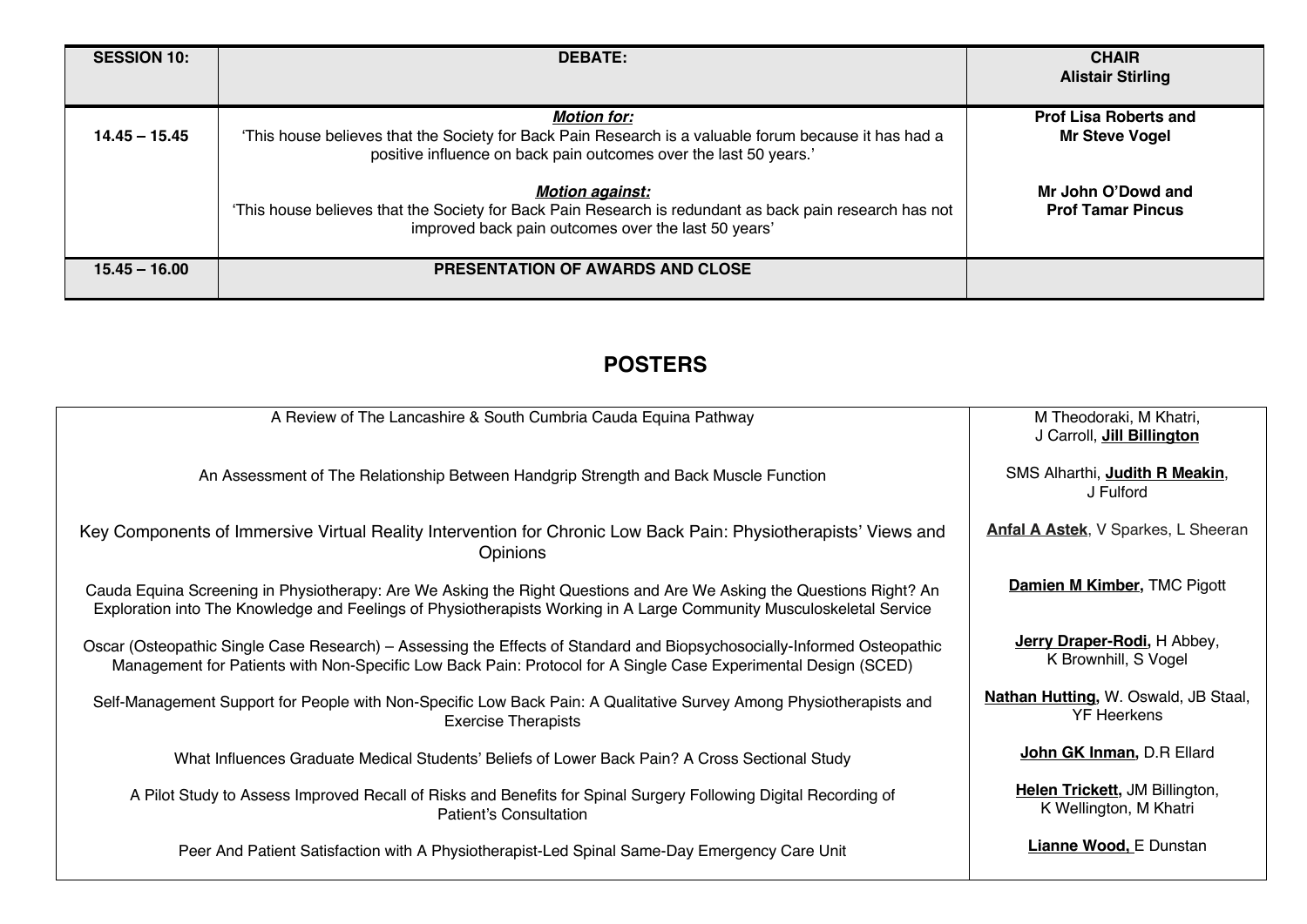| SESSION 10: | DEBATE: | CHAIR<br>Alistair Stirling |
|---|---|---|
| 14.45 – 15.45 | ***Motion for:***<br>'This house believes that the Society for Back Pain Research is a valuable forum because it has had a positive influence on back pain outcomes over the last 50 years.' | **Prof Lisa Roberts and Mr Steve Vogel** |
| | ***Motion against:***<br>'This house believes that the Society for Back Pain Research is redundant as back pain research has not improved back pain outcomes over the last 50 years' | **Mr John O'Dowd and Prof Tamar Pincus** |
| 15.45 – 16.00 | **PRESENTATION OF AWARDS AND CLOSE** | |

## POSTERS

| | |
|---|---|
| A Review of The Lancashire & South Cumbria Cauda Equina Pathway | M Theodoraki, M Khatri, J Carroll, **Jill Billington** |
| An Assessment of The Relationship Between Handgrip Strength and Back Muscle Function | SMS Alharthi, **Judith R Meakin**, J Fulford |
| Key Components of Immersive Virtual Reality Intervention for Chronic Low Back Pain: Physiotherapists' Views and Opinions | **Anfal A Astek**, V Sparkes, L Sheeran |
| Cauda Equina Screening in Physiotherapy: Are We Asking the Right Questions and Are We Asking the Questions Right? An Exploration into The Knowledge and Feelings of Physiotherapists Working in A Large Community Musculoskeletal Service | **Damien M Kimber,** TMC Pigott |
| Oscar (Osteopathic Single Case Research) – Assessing the Effects of Standard and Biopsychosocially-Informed Osteopathic Management for Patients with Non-Specific Low Back Pain: Protocol for A Single Case Experimental Design (SCED) | **Jerry Draper-Rodi,** H Abbey, K Brownhill, S Vogel |
| Self-Management Support for People with Non-Specific Low Back Pain: A Qualitative Survey Among Physiotherapists and Exercise Therapists | **Nathan Hutting,** W. Oswald, JB Staal, YF Heerkens |
| What Influences Graduate Medical Students' Beliefs of Lower Back Pain? A Cross Sectional Study | **John GK Inman,** D.R Ellard |
| A Pilot Study to Assess Improved Recall of Risks and Benefits for Spinal Surgery Following Digital Recording of Patient's Consultation | **Helen Trickett,** JM Billington, K Wellington, M Khatri |
| Peer And Patient Satisfaction with A Physiotherapist-Led Spinal Same-Day Emergency Care Unit | **Lianne Wood,** E Dunstan |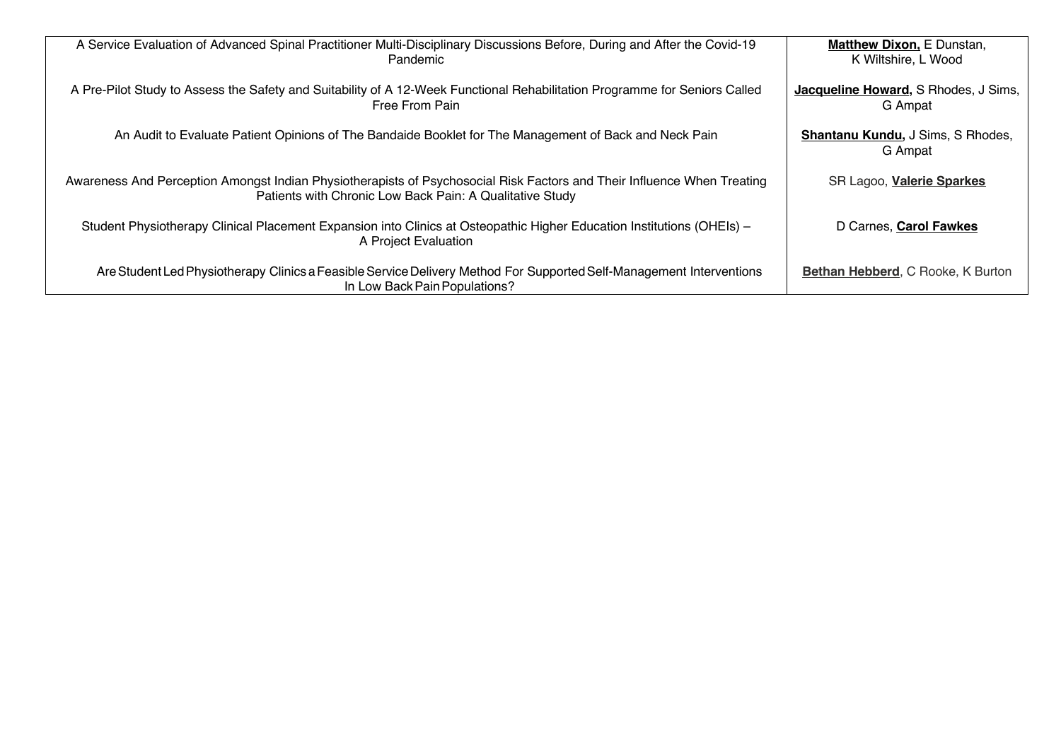| | |
|---|---|
| A Service Evaluation of Advanced Spinal Practitioner Multi-Disciplinary Discussions Before, During and After the Covid-19 Pandemic | **Matthew Dixon,** E Dunstan, K Wiltshire, L Wood |
| A Pre-Pilot Study to Assess the Safety and Suitability of A 12-Week Functional Rehabilitation Programme for Seniors Called Free From Pain | **Jacqueline Howard,** S Rhodes, J Sims, G Ampat |
| An Audit to Evaluate Patient Opinions of The Bandaide Booklet for The Management of Back and Neck Pain | **Shantanu Kundu,** J Sims, S Rhodes, G Ampat |
| Awareness And Perception Amongst Indian Physiotherapists of Psychosocial Risk Factors and Their Influence When Treating Patients with Chronic Low Back Pain: A Qualitative Study | SR Lagoo, **Valerie Sparkes** |
| Student Physiotherapy Clinical Placement Expansion into Clinics at Osteopathic Higher Education Institutions (OHEIs) – A Project Evaluation | D Carnes, **Carol Fawkes** |
| Are Student Led Physiotherapy Clinics a Feasible Service Delivery Method For Supported Self-Management Interventions In Low Back Pain Populations? | **Bethan Hebberd**, C Rooke, K Burton |